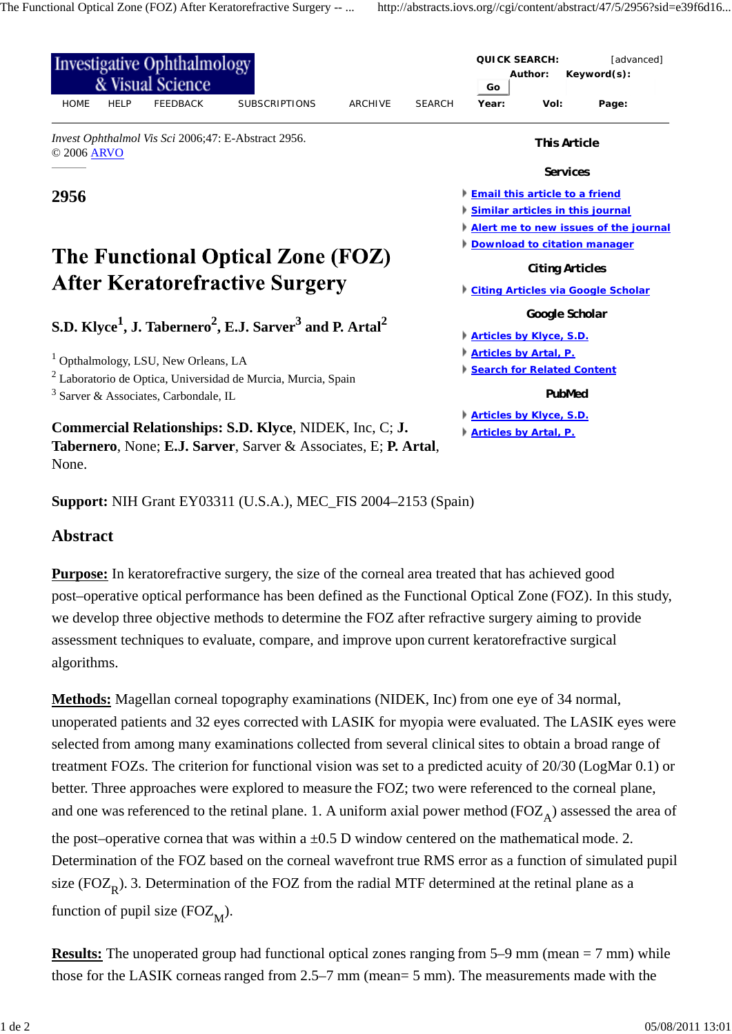*Invest Ophthalmol Vis Sci* 2006;47: E-Abstract 2956.
© 2006 ARVO

## 2956

# The Functional Optical Zone (FOZ) After Keratorefractive Surgery

**S.D. Klyce[1], J. Tabernero[2], E.J. Sarver[3] and P. Artal[2]**

[1] Opthalmology, LSU, New Orleans, LA
[2] Laboratorio de Optica, Universidad de Murcia, Murcia, Spain
[3] Sarver & Associates, Carbondale, IL

**Commercial Relationships: S.D. Klyce**, NIDEK, Inc, C; **J. Tabernero**, None; **E.J. Sarver**, Sarver & Associates, E; **P. Artal**, None.

**Support:** NIH Grant EY03311 (U.S.A.), MEC_FIS 2004–2153 (Spain)

## Abstract

**Purpose:** In keratorefractive surgery, the size of the corneal area treated that has achieved good post–operative optical performance has been defined as the Functional Optical Zone (FOZ). In this study, we develop three objective methods to determine the FOZ after refractive surgery aiming to provide assessment techniques to evaluate, compare, and improve upon current keratorefractive surgical algorithms.

**Methods:** Magellan corneal topography examinations (NIDEK, Inc) from one eye of 34 normal, unoperated patients and 32 eyes corrected with LASIK for myopia were evaluated. The LASIK eyes were selected from among many examinations collected from several clinical sites to obtain a broad range of treatment FOZs. The criterion for functional vision was set to a predicted acuity of 20/30 (LogMar 0.1) or better. Three approaches were explored to measure the FOZ; two were referenced to the corneal plane, and one was referenced to the retinal plane. 1. A uniform axial power method ($FOZ_A$) assessed the area of the post–operative cornea that was within a ±0.5 D window centered on the mathematical mode. 2. Determination of the FOZ based on the corneal wavefront true RMS error as a function of simulated pupil size ($FOZ_R$). 3. Determination of the FOZ from the radial MTF determined at the retinal plane as a function of pupil size ($FOZ_M$).

**Results:** The unoperated group had functional optical zones ranging from 5–9 mm (mean = 7 mm) while those for the LASIK corneas ranged from 2.5–7 mm (mean= 5 mm). The measurements made with the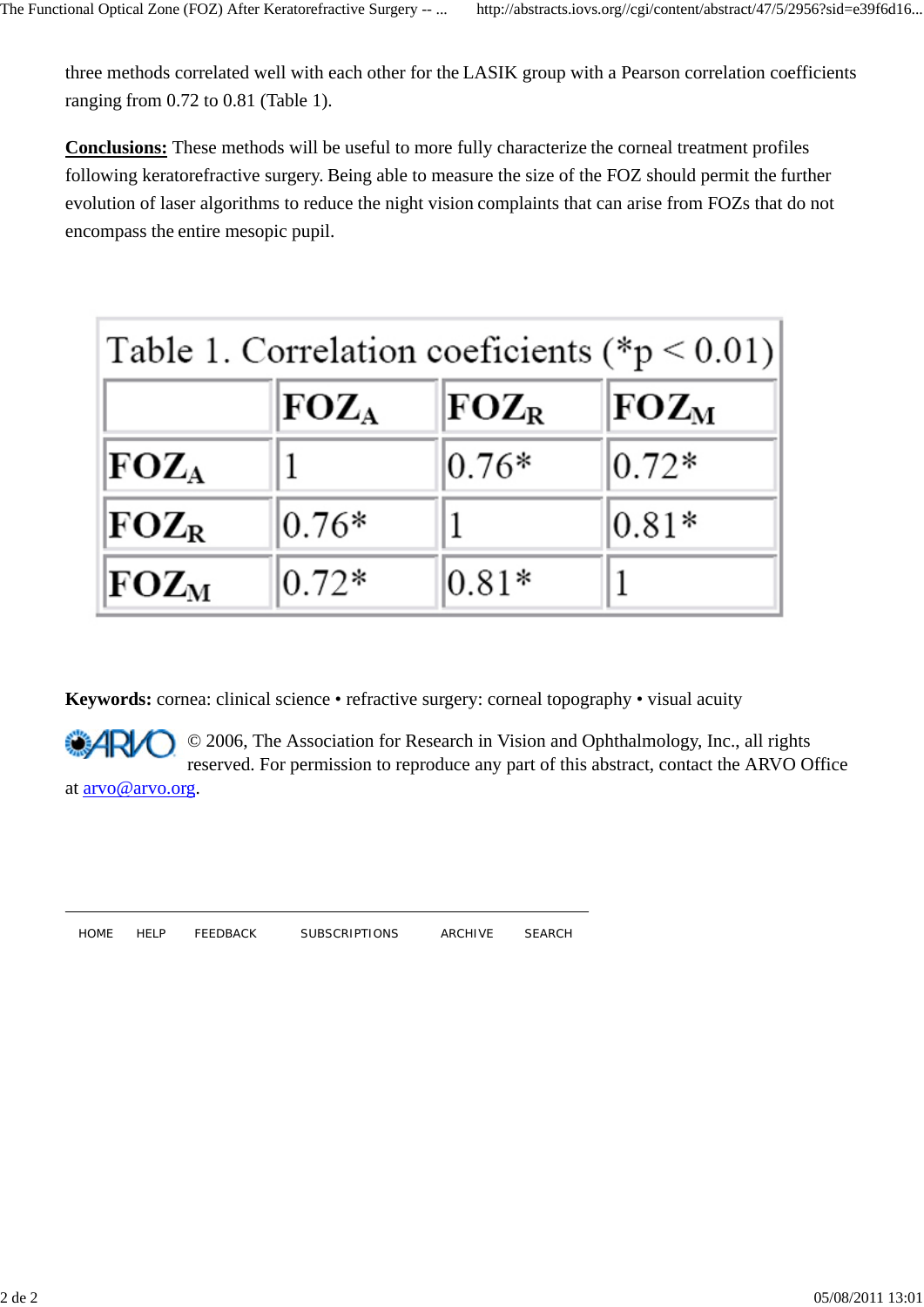three methods correlated well with each other for the LASIK group with a Pearson correlation coefficients ranging from 0.72 to 0.81 (Table 1).

**Conclusions:** These methods will be useful to more fully characterize the corneal treatment profiles following keratorefractive surgery. Being able to measure the size of the FOZ should permit the further evolution of laser algorithms to reduce the night vision complaints that can arise from FOZs that do not encompass the entire mesopic pupil.

Table 1. Correlation coeficients (*p < 0.01)

| | $FOZ_A$ | $FOZ_R$ | $FOZ_M$ |
|---|---|---|---|
| $FOZ_A$ | 1 | 0.76* | 0.72* |
| $FOZ_R$ | 0.76* | 1 | 0.81* |
| $FOZ_M$ | 0.72* | 0.81* | 1 |

**Keywords:** cornea: clinical science • refractive surgery: corneal topography • visual acuity

© 2006, The Association for Research in Vision and Ophthalmology, Inc., all rights reserved. For permission to reproduce any part of this abstract, contact the ARVO Office at arvo@arvo.org.

HOME HELP FEEDBACK SUBSCRIPTIONS ARCHIVE SEARCH